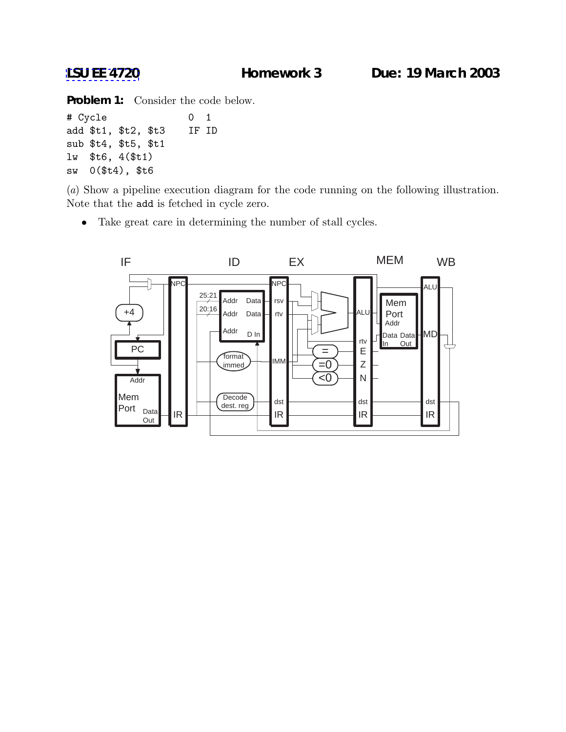**LSU EE 4720** **Homework 3** **Due: 19 March 2003**

**Problem 1:** Consider the code below.

```
# Cycle             0  1
add $t1, $t2, $t3   IF ID
sub $t4, $t5, $t1
lw  $t6, 4($t1)
sw  0($t4), $t6
```

(*a*) Show a pipeline execution diagram for the code running on the following illustration. Note that the `add` is fetched in cycle zero.

- Take great care in determining the number of stall cycles.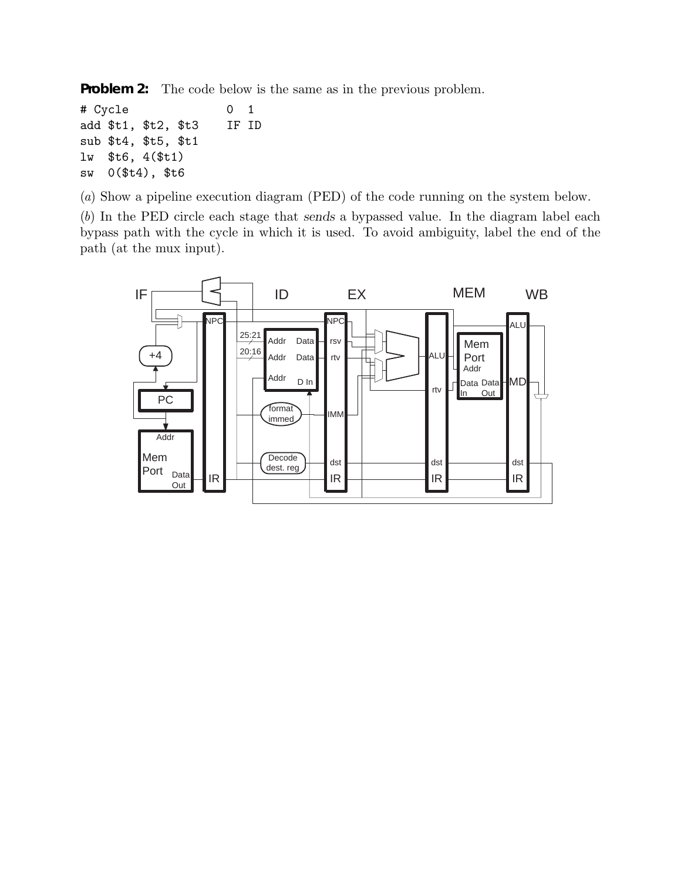**Problem 2:** The code below is the same as in the previous problem.

```
# Cycle              0  1
add $t1, $t2, $t3    IF ID
sub $t4, $t5, $t1
lw  $t6, 4($t1)
sw  0($t4), $t6
```

(*a*) Show a pipeline execution diagram (PED) of the code running on the system below.

(*b*) In the PED circle each stage that *sends* a bypassed value. In the diagram label each bypass path with the cycle in which it is used. To avoid ambiguity, label the end of the path (at the mux input).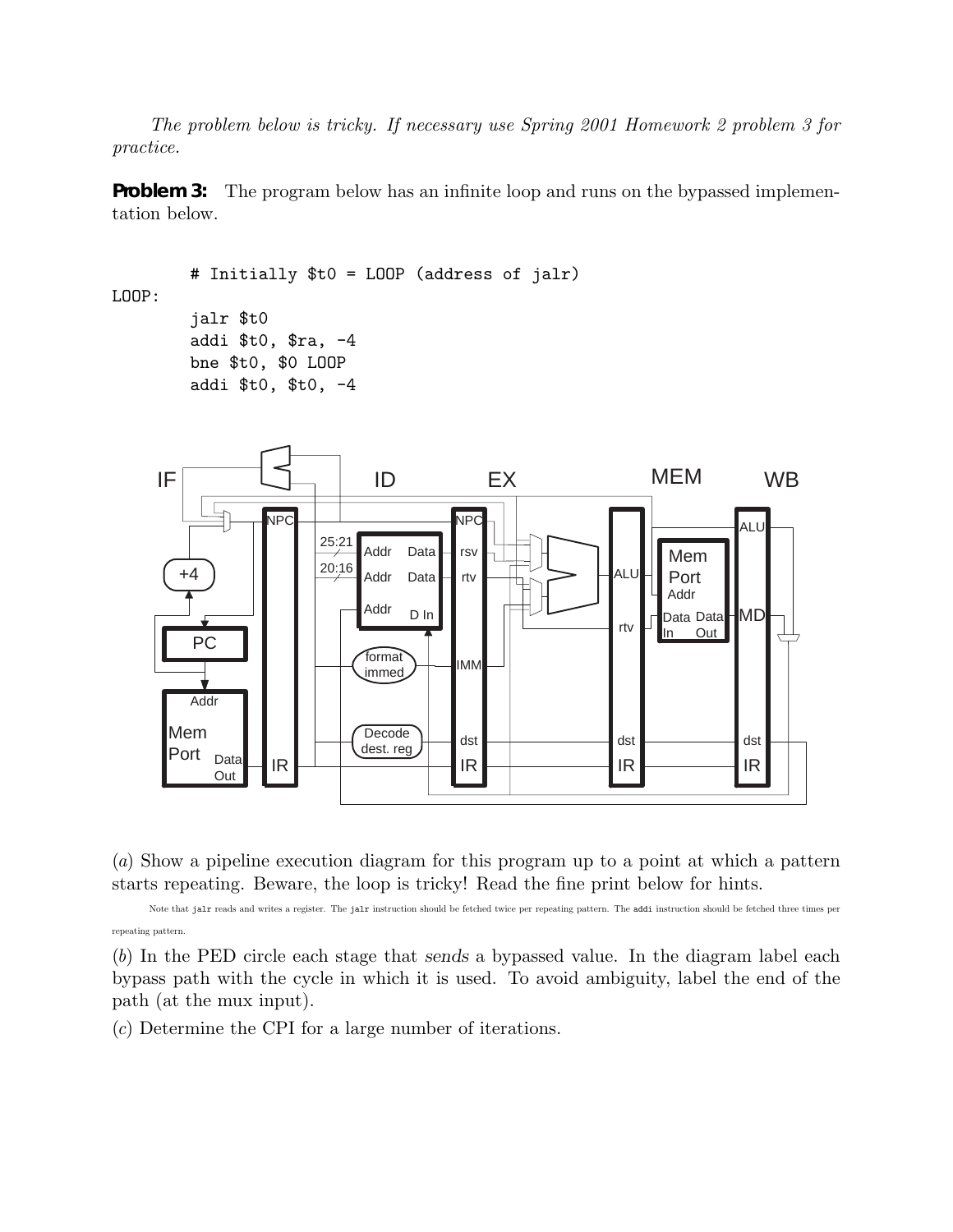*The problem below is tricky. If necessary use Spring 2001 Homework 2 problem 3 for practice.*

**Problem 3:** The program below has an infinite loop and runs on the bypassed implementation below.

```
        # Initially $t0 = LOOP (address of jalr)
LOOP:
        jalr $t0
        addi $t0, $ra, -4
        bne $t0, $0 LOOP
        addi $t0, $t0, -4
```

(*a*) Show a pipeline execution diagram for this program up to a point at which a pattern starts repeating. Beware, the loop is tricky! Read the fine print below for hints.

Note that `jalr` reads and writes a register. The `jalr` instruction should be fetched twice per repeating pattern. The `addi` instruction should be fetched three times per repeating pattern.

(*b*) In the PED circle each stage that *sends* a bypassed value. In the diagram label each bypass path with the cycle in which it is used. To avoid ambiguity, label the end of the path (at the mux input).

(*c*) Determine the CPI for a large number of iterations.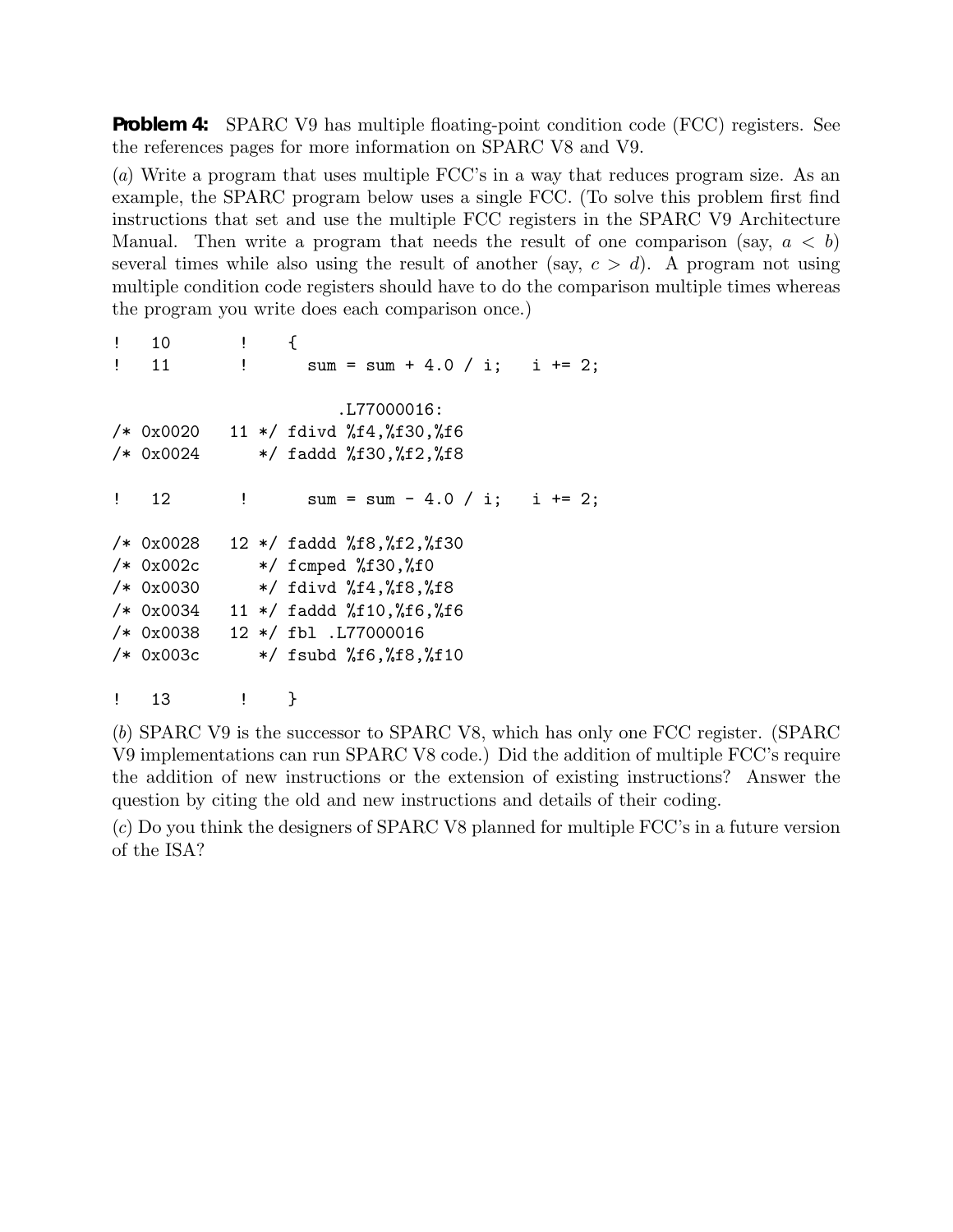**Problem 4:** SPARC V9 has multiple floating-point condition code (FCC) registers. See the references pages for more information on SPARC V8 and V9.

(*a*) Write a program that uses multiple FCC's in a way that reduces program size. As an example, the SPARC program below uses a single FCC. (To solve this problem first find instructions that set and use the multiple FCC registers in the SPARC V9 Architecture Manual. Then write a program that needs the result of one comparison (say, $a < b$) several times while also using the result of another (say, $c > d$). A program not using multiple condition code registers should have to do the comparison multiple times whereas the program you write does each comparison once.)

```
!   10       !    {
!   11       !      sum = sum + 4.0 / i;   i += 2;

                         .L77000016:
/* 0x0020   11 */ fdivd %f4,%f30,%f6
/* 0x0024      */ faddd %f30,%f2,%f8

!   12       !      sum = sum - 4.0 / i;   i += 2;

/* 0x0028   12 */ faddd %f8,%f2,%f30
/* 0x002c      */ fcmped %f30,%f0
/* 0x0030      */ fdivd %f4,%f8,%f8
/* 0x0034   11 */ faddd %f10,%f6,%f6
/* 0x0038   12 */ fbl .L77000016
/* 0x003c      */ fsubd %f6,%f8,%f10

!   13       !    }
```

(*b*) SPARC V9 is the successor to SPARC V8, which has only one FCC register. (SPARC V9 implementations can run SPARC V8 code.) Did the addition of multiple FCC's require the addition of new instructions or the extension of existing instructions? Answer the question by citing the old and new instructions and details of their coding.

(*c*) Do you think the designers of SPARC V8 planned for multiple FCC's in a future version of the ISA?